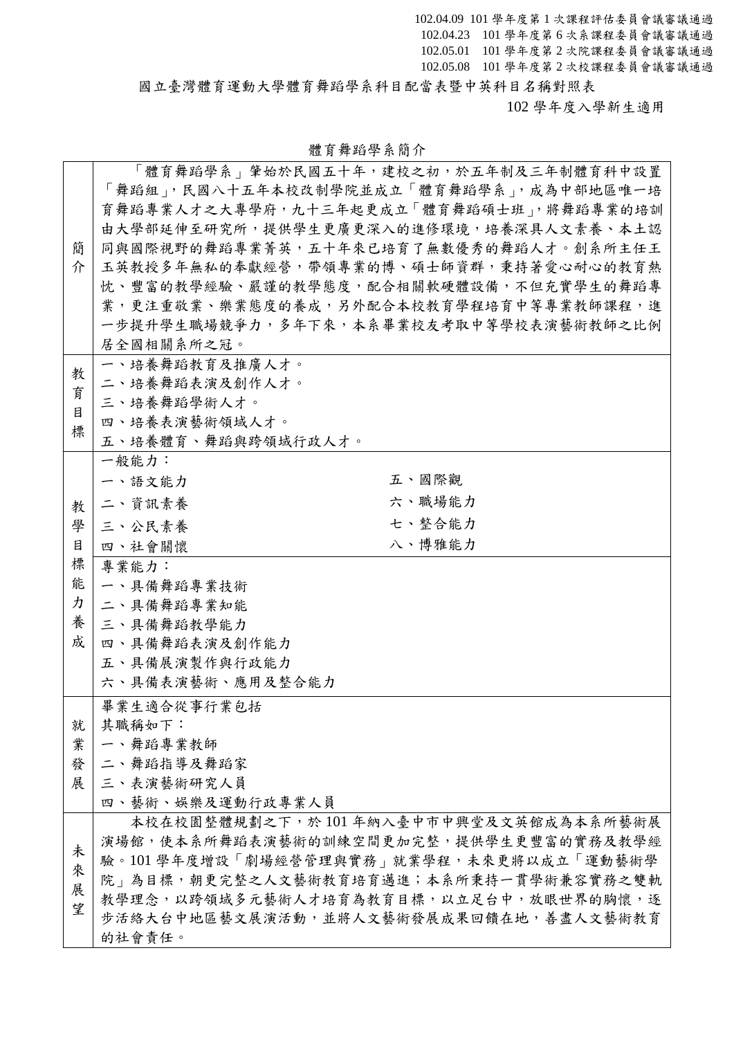102.04.09 101 學年度第 1 次課程評估委員會議審議通過
102.04.23 101 學年度第 6 次系課程委員會議審議通過
102.05.01 101 學年度第 2 次院課程委員會議審議通過
102.05.08 101 學年度第 2 次校課程委員會議審議通過

# 國立臺灣體育運動大學體育舞蹈學系科目配當表暨中英科目名稱對照表

102 學年度入學新生適用

## 體育舞蹈學系簡介

| | |
|---|---|
| 簡介 | 「體育舞蹈學系」肇始於民國五十年，建校之初，於五年制及三年制體育科中設置「舞蹈組」，民國八十五年本校改制學院並成立「體育舞蹈學系」，成為中部地區唯一培育舞蹈專業人才之大專學府，九十三年起更成立「體育舞蹈碩士班」，將舞蹈專業的培訓由大學部延伸至研究所，提供學生更廣更深入的進修環境，培養深具人文素養、本土認同與國際視野的舞蹈專業菁英，五十年來已培育了無數優秀的舞蹈人才。創系所主任王玉英教授多年無私的奉獻經營，帶領專業的博、碩士師資群，秉持著愛心耐心的教育熱忱、豐富的教學經驗、嚴謹的教學態度，配合相關軟硬體設備，不但充實學生的舞蹈專業，更注重敬業、樂業態度的養成，另外配合本校教育學程培育中等專業教師課程，進一步提升學生職場競爭力，多年下來，本系畢業校友考取中等學校表演藝術教師之比例居全國相關系所之冠。 |
| 教育目標 | 一、培養舞蹈教育及推廣人才。<br>二、培養舞蹈表演及創作人才。<br>三、培養舞蹈學術人才。<br>四、培養表演藝術領域人才。<br>五、培養體育、舞蹈與跨領域行政人才。 |
| 教學目標能力養成 | 一般能力：<br>一、語文能力　　五、國際觀<br>二、資訊素養　　六、職場能力<br>三、公民素養　　七、整合能力<br>四、社會關懷　　八、博雅能力 |
| | 專業能力：<br>一、具備舞蹈專業技術<br>二、具備舞蹈專業知能<br>三、具備舞蹈教學能力<br>四、具備舞蹈表演及創作能力<br>五、具備展演製作與行政能力<br>六、具備表演藝術、應用及整合能力 |
| 就業發展 | 畢業生適合從事行業包括<br>其職稱如下：<br>一、舞蹈專業教師<br>二、舞蹈指導及舞蹈家<br>三、表演藝術研究人員<br>四、藝術、娛樂及運動行政專業人員 |
| 未來展望 | 本校在校園整體規劃之下，於 101 年納入臺中市中興堂及文英館成為本系所藝術展演場館，使本系所舞蹈表演藝術的訓練空間更加完整，提供學生更豐富的實務及教學經驗。101 學年度增設「劇場經營管理與實務」就業學程，未來更將以成立「運動藝術學院」為目標，朝更完整之人文藝術教育培育邁進；本系所秉持一貫學術兼容實務之雙軌教學理念，以跨領域多元藝術人才培育為教育目標，以立足台中，放眼世界的胸懷，逐步活絡大台中地區藝文展演活動，並將人文藝術發展成果回饋在地，善盡人文藝術教育的社會責任。 |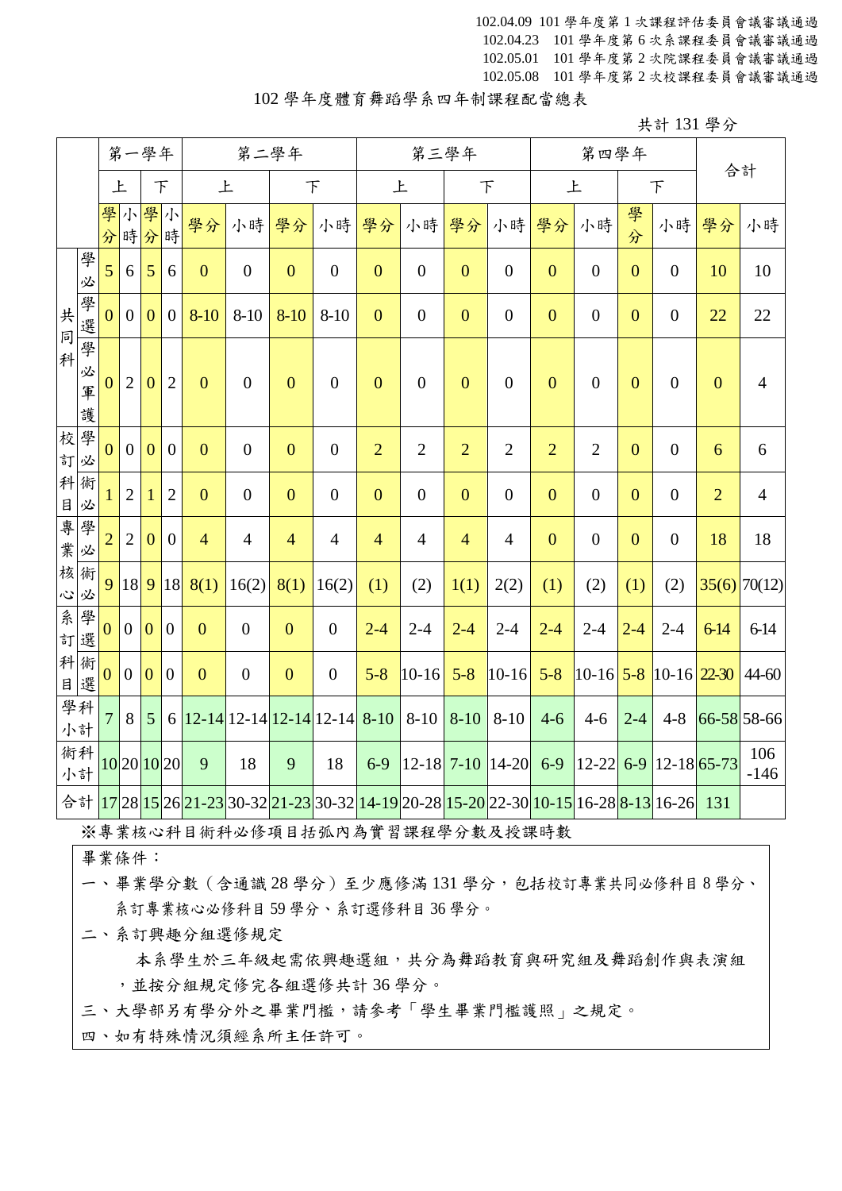102.04.09 101 學年度第 1 次課程評估委員會議審議通過
102.04.23 101 學年度第 6 次系課程委員會議審議通過
102.05.01 101 學年度第 2 次院課程委員會議審議通過
102.05.08 101 學年度第 2 次校課程委員會議審議通過

# 102 學年度體育舞蹈學系四年制課程配當總表

共計 131 學分

| | | 第一學年 | | | | 第二學年 | | | | 第三學年 | | | | 第四學年 | | | | 合計 | |
|---|---|---|---|---|---|---|---|---|---|---|---|---|---|---|---|---|---|---|---|
| | | 上 | | 下 | | 上 | | 下 | | 上 | | 下 | | 上 | | 下 | | | |
| | | 學分 | 小時 | 學分 | 小時 | 學分 | 小時 | 學分 | 小時 | 學分 | 小時 | 學分 | 小時 | 學分 | 小時 | 學分 | 小時 | 學分 | 小時 |
| 共同科 | 學必 | 5 | 6 | 5 | 6 | 0 | 0 | 0 | 0 | 0 | 0 | 0 | 0 | 0 | 0 | 0 | 0 | 10 | 10 |
| | 學選 | 0 | 0 | 0 | 0 | 8-10 | 8-10 | 8-10 | 8-10 | 0 | 0 | 0 | 0 | 0 | 0 | 0 | 0 | 22 | 22 |
| | 學必軍護 | 0 | 2 | 0 | 2 | 0 | 0 | 0 | 0 | 0 | 0 | 0 | 0 | 0 | 0 | 0 | 0 | 0 | 4 |
| 校訂科目 | 學必 | 0 | 0 | 0 | 0 | 0 | 0 | 0 | 0 | 2 | 2 | 2 | 2 | 2 | 2 | 0 | 0 | 6 | 6 |
| | 術必 | 1 | 2 | 1 | 2 | 0 | 0 | 0 | 0 | 0 | 0 | 0 | 0 | 0 | 0 | 0 | 0 | 2 | 4 |
| 專業核心 | 學必 | 2 | 2 | 0 | 0 | 4 | 4 | 4 | 4 | 4 | 4 | 4 | 4 | 0 | 0 | 0 | 0 | 18 | 18 |
| | 術必 | 9 | 18 | 9 | 18 | 8(1) | 16(2) | 8(1) | 16(2) | (1) | (2) | 1(1) | 2(2) | (1) | (2) | (1) | (2) | 35(6) | 70(12) |
| 系訂科目 | 學選 | 0 | 0 | 0 | 0 | 0 | 0 | 0 | 0 | 2-4 | 2-4 | 2-4 | 2-4 | 2-4 | 2-4 | 2-4 | 2-4 | 6-14 | 6-14 |
| | 術選 | 0 | 0 | 0 | 0 | 0 | 0 | 0 | 0 | 5-8 | 10-16 | 5-8 | 10-16 | 5-8 | 10-16 | 5-8 | 10-16 | 22-30 | 44-60 |
| 學科小計 | | 7 | 8 | 5 | 6 | 12-14 | 12-14 | 12-14 | 12-14 | 8-10 | 8-10 | 8-10 | 8-10 | 4-6 | 4-6 | 2-4 | 4-8 | 66-58 | 58-66 |
| 術科小計 | | 10 | 20 | 10 | 20 | 9 | 18 | 9 | 18 | 6-9 | 12-18 | 7-10 | 14-20 | 6-9 | 12-22 | 6-9 | 12-18 | 65-73 | 106-146 |
| 合計 | | 17 | 28 | 15 | 26 | 21-23 | 30-32 | 21-23 | 30-32 | 14-19 | 20-28 | 15-20 | 22-30 | 10-15 | 16-28 | 8-13 | 16-26 | 131 | |

※專業核心科目術科必修項目括弧內為實習課程學分數及授課時數

畢業條件：

一、畢業學分數（含通識 28 學分）至少應修滿 131 學分，包括校訂專業共同必修科目 8 學分、系訂專業核心必修科目 59 學分、系訂選修科目 36 學分。

二、系訂興趣分組選修規定

本系學生於三年級起需依興趣選組，共分為舞蹈教育與研究組及舞蹈創作與表演組，並按分組規定修完各組選修共計 36 學分。

三、大學部另有學分外之畢業門檻，請參考「學生畢業門檻護照」之規定。

四、如有特殊情況須經系所主任許可。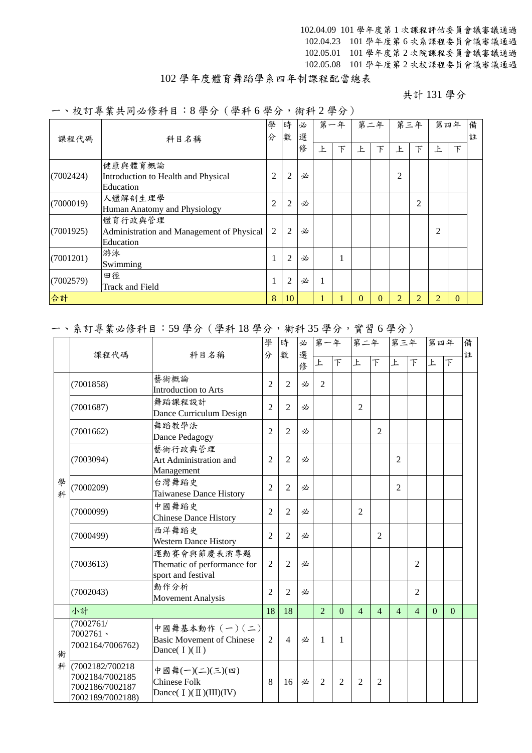102.04.09 101 學年度第 1 次課程評估委員會議審議通過
102.04.23 101 學年度第 6 次系課程委員會議審議通過
102.05.01 101 學年度第 2 次院課程委員會議審議通過
102.05.08 101 學年度第 2 次校課程委員會議審議通過

# 102 學年度體育舞蹈學系四年制課程配當總表

共計 131 學分

## 一、校訂專業共同必修科目：8 學分（學科 6 學分，術科 2 學分）

| 課程代碼 | 科目名稱 | 學分 | 時數 | 必選修 | 第一年 上 | 第一年 下 | 第二年 上 | 第二年 下 | 第三年 上 | 第三年 下 | 第四年 上 | 第四年 下 | 備註 |
|---|---|---|---|---|---|---|---|---|---|---|---|---|---|
| (7002424) | 健康與體育概論<br>Introduction to Health and Physical Education | 2 | 2 | 必 | | | | | 2 | | | | |
| (7000019) | 人體解剖生理學<br>Human Anatomy and Physiology | 2 | 2 | 必 | | | | | | 2 | | | |
| (7001925) | 體育行政與管理<br>Administration and Management of Physical Education | 2 | 2 | 必 | | | | | | | 2 | | |
| (7001201) | 游泳<br>Swimming | 1 | 2 | 必 | | 1 | | | | | | | |
| (7002579) | 田徑<br>Track and Field | 1 | 2 | 必 | 1 | | | | | | | | |
| 合計 | | 8 | 10 | | 1 | 1 | 0 | 0 | 2 | 2 | 2 | 0 | |

## 一、系訂專業必修科目：59 學分（學科 18 學分，術科 35 學分，實習 6 學分）

| | 課程代碼 | 科目名稱 | 學分 | 時數 | 必選修 | 第一年 上 | 第一年 下 | 第二年 上 | 第二年 下 | 第三年 上 | 第三年 下 | 第四年 上 | 第四年 下 | 備註 |
|---|---|---|---|---|---|---|---|---|---|---|---|---|---|---|
| 學科 | (7001858) | 藝術概論<br>Introduction to Arts | 2 | 2 | 必 | 2 | | | | | | | | |
| | (7001687) | 舞蹈課程設計<br>Dance Curriculum Design | 2 | 2 | 必 | | | 2 | | | | | | |
| | (7001662) | 舞蹈教學法<br>Dance Pedagogy | 2 | 2 | 必 | | | | 2 | | | | | |
| | (7003094) | 藝術行政與管理<br>Art Administration and Management | 2 | 2 | 必 | | | | | 2 | | | | |
| | (7000209) | 台灣舞蹈史<br>Taiwanese Dance History | 2 | 2 | 必 | | | | | 2 | | | | |
| | (7000099) | 中國舞蹈史<br>Chinese Dance History | 2 | 2 | 必 | | | 2 | | | | | | |
| | (7000499) | 西洋舞蹈史<br>Western Dance History | 2 | 2 | 必 | | | | 2 | | | | | |
| | (7003613) | 運動賽會與節慶表演專題<br>Thematic of performance for sport and festival | 2 | 2 | 必 | | | | | | 2 | | | |
| | (7002043) | 動作分析<br>Movement Analysis | 2 | 2 | 必 | | | | | | 2 | | | |
| | 小計 | | 18 | 18 | | 2 | 0 | 4 | 4 | 4 | 4 | 0 | 0 | |
| 術科 | (7002761/ 7002761、7002164/7006762) | 中國舞基本動作（一）(二)<br>Basic Movement of Chinese Dance( I )( II ) | 2 | 4 | 必 | 1 | 1 | | | | | | | |
| | (7002182/700218 7002184/7002185 7002186/7002187 7002189/7002188) | 中國舞(一)(二)(三)(四)<br>Chinese Folk Dance( I )( II )(III)(IV) | 8 | 16 | 必 | 2 | 2 | 2 | 2 | | | | | |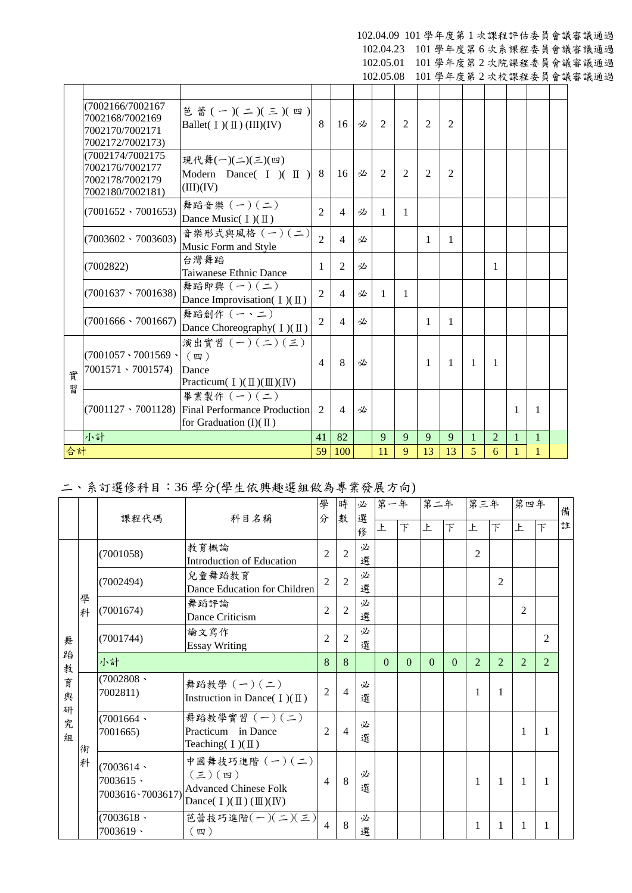102.04.09 101 學年度第 1 次課程評估委員會議審議通過
102.04.23 101 學年度第 6 次系課程委員會議審議通過
102.05.01 101 學年度第 2 次院課程委員會議審議通過
102.05.08 101 學年度第 2 次校課程委員會議審議通過

| | 課程代碼 | 科目名稱 | 學分 | 時數 | 必選修 | 一上 | 一下 | 二上 | 二下 | 三上 | 三下 | 四上 | 四下 | 備註 |
|---|---|---|---|---|---|---|---|---|---|---|---|---|---|---|
| | (7002166/7002167 7002168/7002169 7002170/7002171 7002172/7002173) | 芭蕾(一)(二)(三)(四) Ballet(Ⅰ)(Ⅱ) (III)(IV) | 8 | 16 | 必 | 2 | 2 | 2 | 2 | | | | | |
| | (7002174/7002175 7002176/7002177 7002178/7002179 7002180/7002181) | 現代舞(一)(二)(三)(四) Modern Dance(Ⅰ)(Ⅱ) (III)(IV) | 8 | 16 | 必 | 2 | 2 | 2 | 2 | | | | | |
| | (7001652、7001653) | 舞蹈音樂(一)(二) Dance Music(Ⅰ)(Ⅱ) | 2 | 4 | 必 | 1 | 1 | | | | | | | |
| | (7003602、7003603) | 音樂形式與風格(一)(二) Music Form and Style | 2 | 4 | 必 | | | 1 | 1 | | | | | |
| | (7002822) | 台灣舞蹈 Taiwanese Ethnic Dance | 1 | 2 | 必 | | | | | | 1 | | | |
| | (7001637、7001638) | 舞蹈即興(一)(二) Dance Improvisation(Ⅰ)(Ⅱ) | 2 | 4 | 必 | 1 | 1 | | | | | | | |
| | (7001666、7001667) | 舞蹈創作(一、二) Dance Choreography(Ⅰ)(Ⅱ) | 2 | 4 | 必 | | | 1 | 1 | | | | | |
| 實習 | (7001057、7001569、7001571、7001574) | 演出實習(一)(二)(三)(四) Dance Practicum(Ⅰ)(Ⅱ)(Ⅲ)(Ⅳ) | 4 | 8 | 必 | | | 1 | 1 | 1 | 1 | | | |
| | (7001127、7001128) | 畢業製作(一)(二) Final Performance Production for Graduation (I)(Ⅱ) | 2 | 4 | 必 | | | | | | | 1 | 1 | |
| | 小計 | | 41 | 82 | | 9 | 9 | 9 | 9 | 1 | 2 | 1 | 1 | |
| 合計 | | | 59 | 100 | | 11 | 9 | 13 | 13 | 5 | 6 | 1 | 1 | |

## 二、系訂選修科目：36 學分(學生依興趣選組做為專業發展方向)

| | | 課程代碼 | 科目名稱 | 學分 | 時數 | 必選修 | 第一年 | | 第二年 | | 第三年 | | 第四年 | | 備註 |
|---|---|---|---|---|---|---|---|---|---|---|---|---|---|---|---|
| | | | | | | | 上 | 下 | 上 | 下 | 上 | 下 | 上 | 下 | |
| 舞蹈教育與研究組 | 學科 | (7001058) | 教育概論 Introduction of Education | 2 | 2 | 必選 | | | | | 2 | | | | |
| | | (7002494) | 兒童舞蹈教育 Dance Education for Children | 2 | 2 | 必選 | | | | | | 2 | | | |
| | | (7001674) | 舞蹈評論 Dance Criticism | 2 | 2 | 必選 | | | | | | | 2 | | |
| | | (7001744) | 論文寫作 Essay Writing | 2 | 2 | 必選 | | | | | | | | 2 | |
| | | 小計 | | 8 | 8 | | 0 | 0 | 0 | 0 | 2 | 2 | 2 | 2 | |
| | 術科 | (7002808、7002811) | 舞蹈教學(一)(二) Instruction in Dance(Ⅰ)(Ⅱ) | 2 | 4 | 必選 | | | | | 1 | 1 | | | |
| | | (7001664、7001665) | 舞蹈教學實習(一)(二) Practicum in Dance Teaching(Ⅰ)(Ⅱ) | 2 | 4 | 必選 | | | | | | | 1 | 1 | |
| | | (7003614、7003615、7003616、7003617) | 中國舞技巧進階(一)(二)(三)(四) Advanced Chinese Folk Dance(Ⅰ)(Ⅱ) (Ⅲ)(Ⅳ) | 4 | 8 | 必選 | | | | | 1 | 1 | 1 | 1 | |
| | | (7003618、7003619、 | 芭蕾技巧進階(一)(二)(三)(四) | 4 | 8 | 必選 | | | | | 1 | 1 | 1 | 1 | |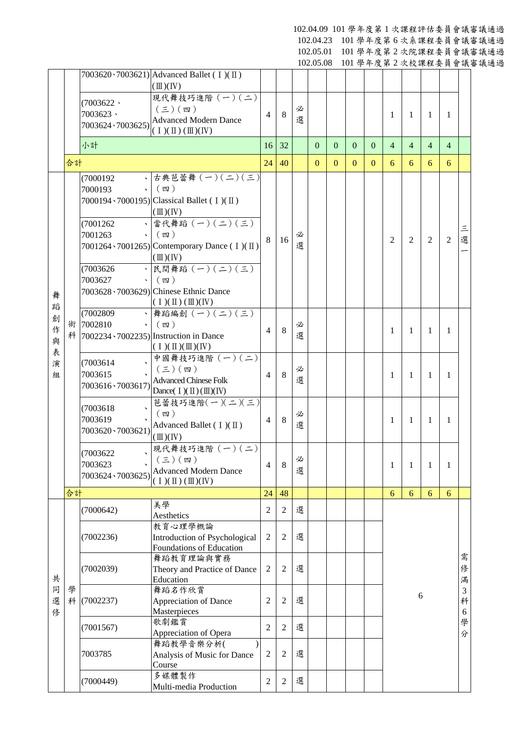102.04.09 101 學年度第 1 次課程評估委員會議審議通過
102.04.23 101 學年度第 6 次系課程委員會議審議通過
102.05.01 101 學年度第 2 次院課程委員會議審議通過
102.05.08 101 學年度第 2 次校課程委員會議審議通過

| | | | | | | | | | | | | | | | |
|---|---|---|---|---|---|---|---|---|---|---|---|---|---|---|---|
| | | 7003620、7003621) | Advanced Ballet (Ⅰ)(Ⅱ)(Ⅲ)(Ⅳ) | | | | | | | | | | | | |
| | | (7003622、7003623、7003624、7003625) | 現代舞技巧進階(一)(二)(三)(四) Advanced Modern Dance (Ⅰ)(Ⅱ)(Ⅲ)(Ⅳ) | 4 | 8 | 必選 | | | | | 1 | 1 | 1 | 1 | |
| | | 小計 | | 16 | 32 | | 0 | 0 | 0 | 0 | 4 | 4 | 4 | 4 | |
| | 合計 | | | 24 | 40 | | 0 | 0 | 0 | 0 | 6 | 6 | 6 | 6 | |
| 舞蹈創作與表演組 | 術科 | (7000192、7000193、7000194、7000195) | 古典芭蕾舞(一)(二)(三)(四) Classical Ballet (Ⅰ)(Ⅱ)(Ⅲ)(Ⅳ) | 8 | 16 | 必選 | | | | | 2 | 2 | 2 | 2 | 三選一 |
| | | (7001262、7001263、7001264、7001265) | 當代舞蹈(一)(二)(三)(四) Contemporary Dance (Ⅰ)(Ⅱ)(Ⅲ)(Ⅳ) | | | | | | | | | | | | |
| | | (7003626、7003627、7003628、7003629) | 民間舞蹈(一)(二)(三)(四) Chinese Ethnic Dance (Ⅰ)(Ⅱ)(Ⅲ)(Ⅳ) | | | | | | | | | | | | |
| | | (7002809、7002810、7002234、7002235) | 舞蹈編創(一)(二)(三)(四) Instruction in Dance (Ⅰ)(Ⅱ)(Ⅲ)(Ⅳ) | 4 | 8 | 必選 | | | | | 1 | 1 | 1 | 1 | |
| | | (7003614、7003615、7003616、7003617) | 中國舞技巧進階(一)(二)(三)(四) Advanced Chinese Folk Dance(Ⅰ)(Ⅱ)(Ⅲ)(Ⅳ) | 4 | 8 | 必選 | | | | | 1 | 1 | 1 | 1 | |
| | | (7003618、7003619、7003620、7003621) | 芭蕾技巧進階(一)(二)(三)(四) Advanced Ballet (Ⅰ)(Ⅱ)(Ⅲ)(Ⅳ) | 4 | 8 | 必選 | | | | | 1 | 1 | 1 | 1 | |
| | | (7003622、7003623、7003624、7003625) | 現代舞技巧進階(一)(二)(三)(四) Advanced Modern Dance (Ⅰ)(Ⅱ)(Ⅲ)(Ⅳ) | 4 | 8 | 必選 | | | | | 1 | 1 | 1 | 1 | |
| | 合計 | | | 24 | 48 | | | | | | 6 | 6 | 6 | 6 | |
| 共同選修 | 學科 | (7000642) | 美學 Aesthetics | 2 | 2 | 選 | | | | | 6 | | | | 需修滿3科6學分 |
| | | (7002236) | 教育心理學概論 Introduction of Psychological Foundations of Education | 2 | 2 | 選 | | | | | | | | | |
| | | (7002039) | 舞蹈教育理論與實務 Theory and Practice of Dance Education | 2 | 2 | 選 | | | | | | | | | |
| | | (7002237) | 舞蹈名作欣賞 Appreciation of Dance Masterpieces | 2 | 2 | 選 | | | | | | | | | |
| | | (7001567) | 歌劇鑑賞 Appreciation of Opera | 2 | 2 | 選 | | | | | | | | | |
| | | 7003785 | 舞蹈教學音樂分析( ) Analysis of Music for Dance Course | 2 | 2 | 選 | | | | | | | | | |
| | | (7000449) | 多媒體製作 Multi-media Production | 2 | 2 | 選 | | | | | | | | | |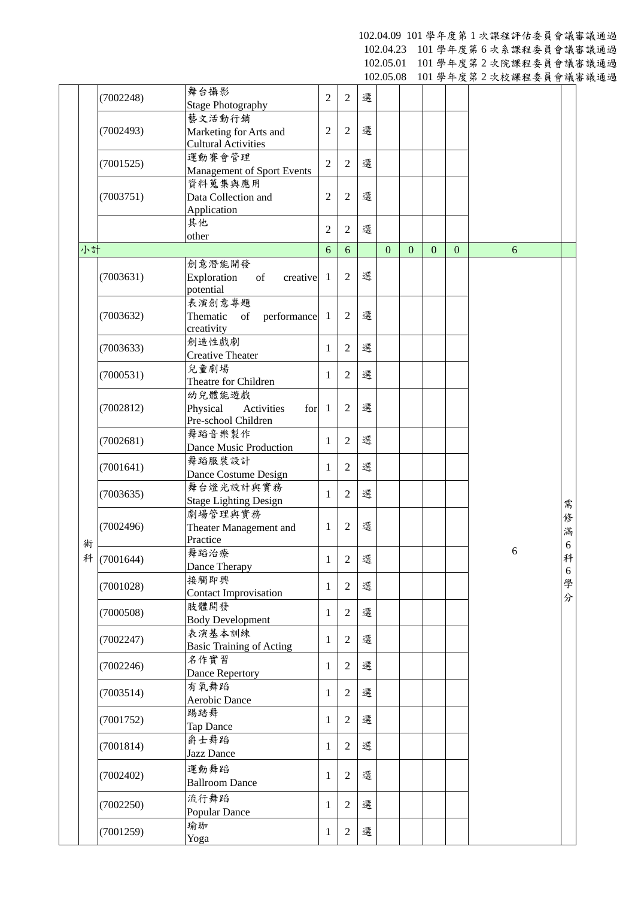102.04.09 101 學年度第 1 次課程評估委員會議審議通過
102.04.23 101 學年度第 6 次系課程委員會議審議通過
102.05.01 101 學年度第 2 次院課程委員會議審議通過
102.05.08 101 學年度第 2 次校課程委員會議審議通過

| | | | | | | | | | | | |
|---|---|---|---|---|---|---|---|---|---|---|---|
| | (7002248) | 舞台攝影 Stage Photography | 2 | 2 | 選 | | | | | | |
| | (7002493) | 藝文活動行銷 Marketing for Arts and Cultural Activities | 2 | 2 | 選 | | | | | | |
| | (7001525) | 運動賽會管理 Management of Sport Events | 2 | 2 | 選 | | | | | | |
| | (7003751) | 資料蒐集與應用 Data Collection and Application | 2 | 2 | 選 | | | | | | |
| | | 其他 other | 2 | 2 | 選 | | | | | | |
| 小計 | | | 6 | 6 | | 0 | 0 | 0 | 0 | 6 | |
| 術科 | (7003631) | 創意潛能開發 Exploration of creative potential | 1 | 2 | 選 | | | | | 6 | 需修滿6科6學分 |
| | (7003632) | 表演創意專題 Thematic of performance creativity | 1 | 2 | 選 | | | | | | |
| | (7003633) | 創造性戲劇 Creative Theater | 1 | 2 | 選 | | | | | | |
| | (7000531) | 兒童劇場 Theatre for Children | 1 | 2 | 選 | | | | | | |
| | (7002812) | 幼兒體能遊戲 Physical Activities for Pre-school Children | 1 | 2 | 選 | | | | | | |
| | (7002681) | 舞蹈音樂製作 Dance Music Production | 1 | 2 | 選 | | | | | | |
| | (7001641) | 舞蹈服裝設計 Dance Costume Design | 1 | 2 | 選 | | | | | | |
| | (7003635) | 舞台燈光設計與實務 Stage Lighting Design | 1 | 2 | 選 | | | | | | |
| | (7002496) | 劇場管理與實務 Theater Management and Practice | 1 | 2 | 選 | | | | | | |
| | (7001644) | 舞蹈治療 Dance Therapy | 1 | 2 | 選 | | | | | | |
| | (7001028) | 接觸即興 Contact Improvisation | 1 | 2 | 選 | | | | | | |
| | (7000508) | 肢體開發 Body Development | 1 | 2 | 選 | | | | | | |
| | (7002247) | 表演基本訓練 Basic Training of Acting | 1 | 2 | 選 | | | | | | |
| | (7002246) | 名作實習 Dance Repertory | 1 | 2 | 選 | | | | | | |
| | (7003514) | 有氧舞蹈 Aerobic Dance | 1 | 2 | 選 | | | | | | |
| | (7001752) | 踢踏舞 Tap Dance | 1 | 2 | 選 | | | | | | |
| | (7001814) | 爵士舞蹈 Jazz Dance | 1 | 2 | 選 | | | | | | |
| | (7002402) | 運動舞蹈 Ballroom Dance | 1 | 2 | 選 | | | | | | |
| | (7002250) | 流行舞蹈 Popular Dance | 1 | 2 | 選 | | | | | | |
| | (7001259) | 瑜珈 Yoga | 1 | 2 | 選 | | | | | | |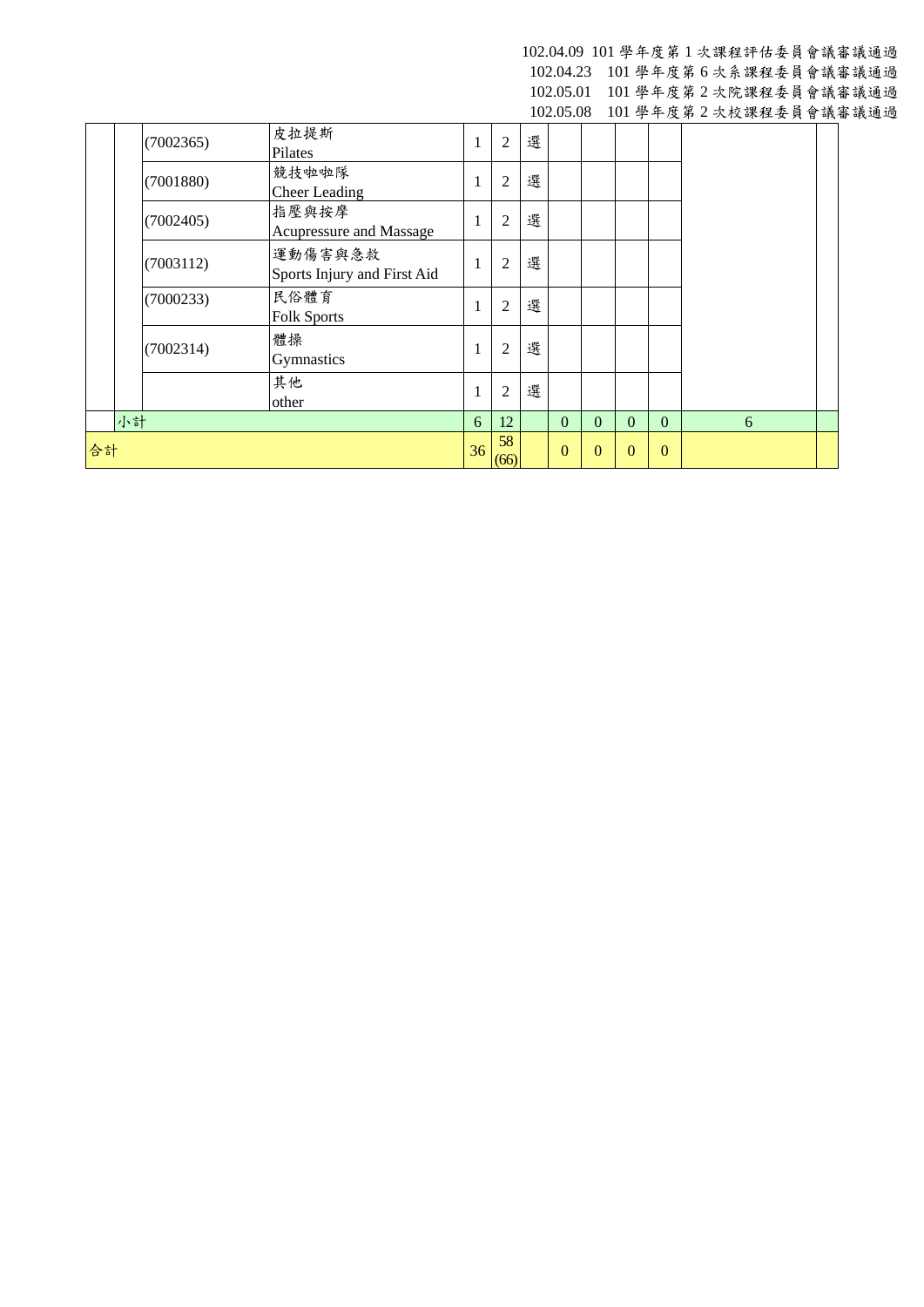102.04.09 101 學年度第 1 次課程評估委員會議審議通過
102.04.23 101 學年度第 6 次系課程委員會議審議通過
102.05.01 101 學年度第 2 次院課程委員會議審議通過
102.05.08 101 學年度第 2 次校課程委員會議審議通過

| | | | | | | | | | | | | |
|---|---|---|---|---|---|---|---|---|---|---|---|---|
| | | (7002365) | 皮拉提斯<br>Pilates | 1 | 2 | 選 | | | | | | |
| | | (7001880) | 競技啦啦隊<br>Cheer Leading | 1 | 2 | 選 | | | | | | |
| | | (7002405) | 指壓與按摩<br>Acupressure and Massage | 1 | 2 | 選 | | | | | | |
| | | (7003112) | 運動傷害與急救<br>Sports Injury and First Aid | 1 | 2 | 選 | | | | | | |
| | | (7000233) | 民俗體育<br>Folk Sports | 1 | 2 | 選 | | | | | | |
| | | (7002314) | 體操<br>Gymnastics | 1 | 2 | 選 | | | | | | |
| | | | 其他<br>other | 1 | 2 | 選 | | | | | | |
| | 小計 | | | 6 | 12 | | 0 | 0 | 0 | 0 | 6 | |
| 合計 | | | | 36 | 58<br>(66) | | 0 | 0 | 0 | 0 | | |